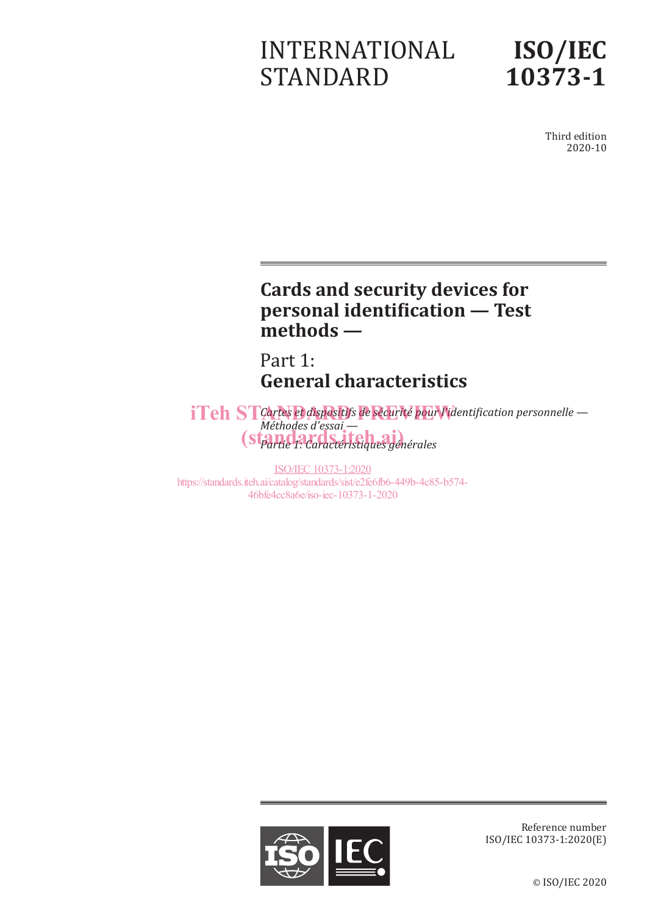INTERNATIONAL STANDARD

**ISO/IEC 10373-1**

Third edition
2020-10

# Cards and security devices for personal identification — Test methods —

## Part 1: General characteristics

*Cartes et dispositifs de sécurité pour l'identification personnelle — Méthodes d'essai —*

*Partie 1: Caractéristiques générales*

iTeh STANDARD PREVIEW
(standards.iteh.ai)

ISO/IEC 10373-1:2020
https://standards.iteh.ai/catalog/standards/sist/e2fe6fb6-449b-4c85-b574-46bfe4cc8a6e/iso-iec-10373-1-2020

Reference number
ISO/IEC 10373-1:2020(E)

© ISO/IEC 2020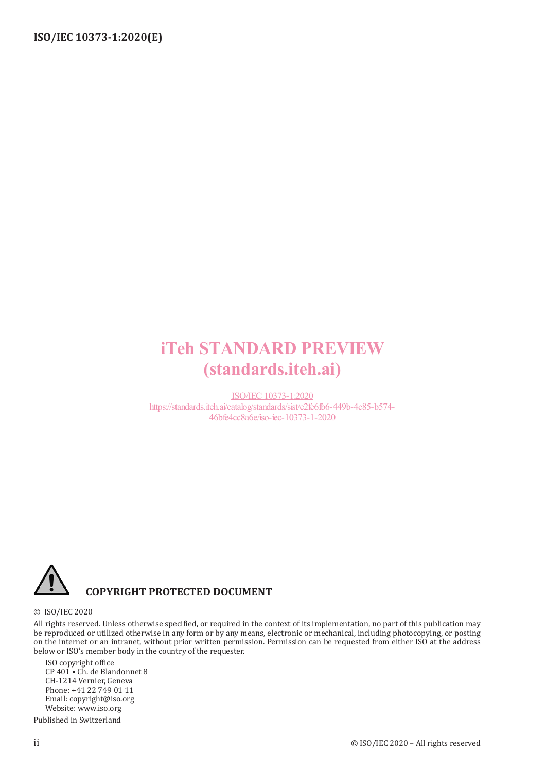iTeh STANDARD PREVIEW
(standards.iteh.ai)

ISO/IEC 10373-1:2020
https://standards.iteh.ai/catalog/standards/sist/e2fe6fb6-449b-4c85-b574-46bfe4cc8a6e/iso-iec-10373-1-2020

**COPYRIGHT PROTECTED DOCUMENT**

© ISO/IEC 2020

All rights reserved. Unless otherwise specified, or required in the context of its implementation, no part of this publication may be reproduced or utilized otherwise in any form or by any means, electronic or mechanical, including photocopying, or posting on the internet or an intranet, without prior written permission. Permission can be requested from either ISO at the address below or ISO's member body in the country of the requester.

ISO copyright office
CP 401 • Ch. de Blandonnet 8
CH-1214 Vernier, Geneva
Phone: +41 22 749 01 11
Email: copyright@iso.org
Website: www.iso.org

Published in Switzerland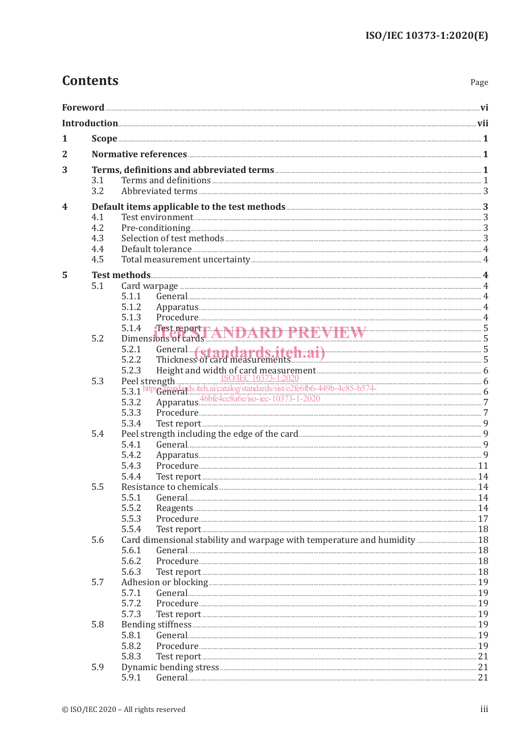# Contents

Page

**Foreword** vi

**Introduction** vii

**1 Scope** 1

**2 Normative references** 1

**3 Terms, definitions and abbreviated terms** 1

- 3.1 Terms and definitions 1
- 3.2 Abbreviated terms 3

**4 Default items applicable to the test methods** 3

- 4.1 Test environment 3
- 4.2 Pre-conditioning 3
- 4.3 Selection of test methods 3
- 4.4 Default tolerance 4
- 4.5 Total measurement uncertainty 4

**5 Test methods** 4

- 5.1 Card warpage 4
  - 5.1.1 General 4
  - 5.1.2 Apparatus 4
  - 5.1.3 Procedure 4
  - 5.1.4 Test report 5
- 5.2 Dimensions of cards 5
  - 5.2.1 General 5
  - 5.2.2 Thickness of card measurements 5
  - 5.2.3 Height and width of card measurement 6
- 5.3 Peel strength 6
  - 5.3.1 General 6
  - 5.3.2 Apparatus 7
  - 5.3.3 Procedure 7
  - 5.3.4 Test report 9
- 5.4 Peel strength including the edge of the card 9
  - 5.4.1 General 9
  - 5.4.2 Apparatus 9
  - 5.4.3 Procedure 11
  - 5.4.4 Test report 14
- 5.5 Resistance to chemicals 14
  - 5.5.1 General 14
  - 5.5.2 Reagents 14
  - 5.5.3 Procedure 17
  - 5.5.4 Test report 18
- 5.6 Card dimensional stability and warpage with temperature and humidity 18
  - 5.6.1 General 18
  - 5.6.2 Procedure 18
  - 5.6.3 Test report 18
- 5.7 Adhesion or blocking 19
  - 5.7.1 General 19
  - 5.7.2 Procedure 19
  - 5.7.3 Test report 19
- 5.8 Bending stiffness 19
  - 5.8.1 General 19
  - 5.8.2 Procedure 19
  - 5.8.3 Test report 21
- 5.9 Dynamic bending stress 21
  - 5.9.1 General 21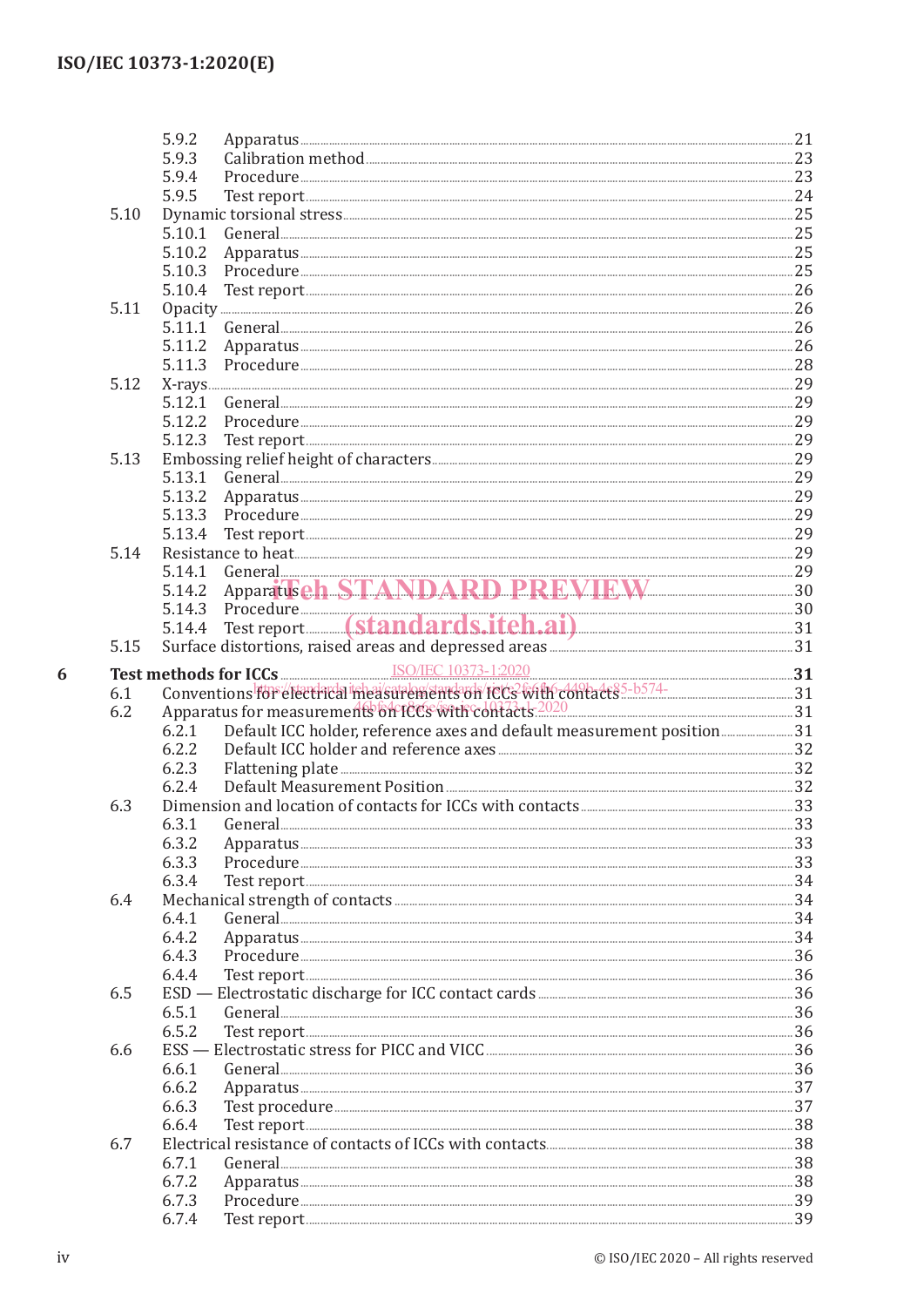5.9.2 Apparatus ... 21
5.9.3 Calibration method ... 23
5.9.4 Procedure ... 23
5.9.5 Test report ... 24

5.10 Dynamic torsional stress ... 25
5.10.1 General ... 25
5.10.2 Apparatus ... 25
5.10.3 Procedure ... 25
5.10.4 Test report ... 26

5.11 Opacity ... 26
5.11.1 General ... 26
5.11.2 Apparatus ... 26
5.11.3 Procedure ... 28

5.12 X-rays ... 29
5.12.1 General ... 29
5.12.2 Procedure ... 29
5.12.3 Test report ... 29

5.13 Embossing relief height of characters ... 29
5.13.1 General ... 29
5.13.2 Apparatus ... 29
5.13.3 Procedure ... 29
5.13.4 Test report ... 29

5.14 Resistance to heat ... 29
5.14.1 General ... 29
5.14.2 Apparatus ... 30
5.14.3 Procedure ... 30
5.14.4 Test report ... 31

5.15 Surface distortions, raised areas and depressed areas ... 31

**6 Test methods for ICCs ... 31**

6.1 Conventions for electrical measurements on ICCs with contacts ... 31

6.2 Apparatus for measurements on ICCs with contacts ... 31
6.2.1 Default ICC holder, reference axes and default measurement position ... 31
6.2.2 Default ICC holder and reference axes ... 32
6.2.3 Flattening plate ... 32
6.2.4 Default Measurement Position ... 32

6.3 Dimension and location of contacts for ICCs with contacts ... 33
6.3.1 General ... 33
6.3.2 Apparatus ... 33
6.3.3 Procedure ... 33
6.3.4 Test report ... 34

6.4 Mechanical strength of contacts ... 34
6.4.1 General ... 34
6.4.2 Apparatus ... 34
6.4.3 Procedure ... 36
6.4.4 Test report ... 36

6.5 ESD — Electrostatic discharge for ICC contact cards ... 36
6.5.1 General ... 36
6.5.2 Test report ... 36

6.6 ESS — Electrostatic stress for PICC and VICC ... 36
6.6.1 General ... 36
6.6.2 Apparatus ... 37
6.6.3 Test procedure ... 37
6.6.4 Test report ... 38

6.7 Electrical resistance of contacts of ICCs with contacts ... 38
6.7.1 General ... 38
6.7.2 Apparatus ... 38
6.7.3 Procedure ... 39
6.7.4 Test report ... 39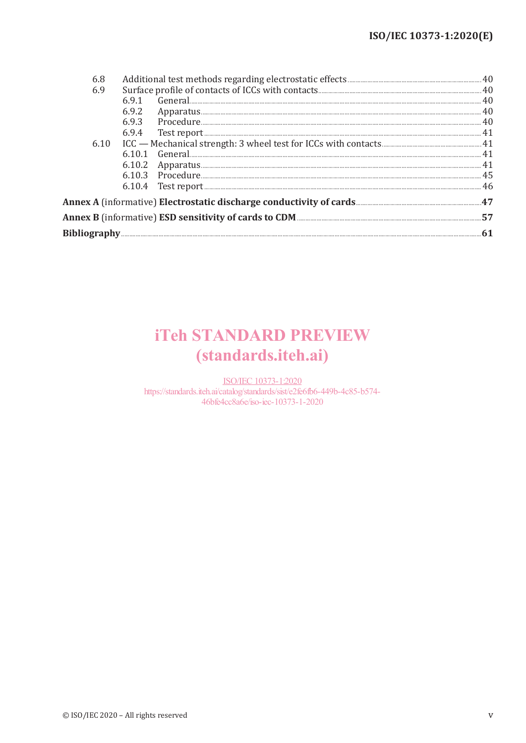| | | |
|---|---|---|
| 6.8 | Additional test methods regarding electrostatic effects | 40 |
| 6.9 | Surface profile of contacts of ICCs with contacts | 40 |
| | 6.9.1 General | 40 |
| | 6.9.2 Apparatus | 40 |
| | 6.9.3 Procedure | 40 |
| | 6.9.4 Test report | 41 |
| 6.10 | ICC — Mechanical strength: 3 wheel test for ICCs with contacts | 41 |
| | 6.10.1 General | 41 |
| | 6.10.2 Apparatus | 41 |
| | 6.10.3 Procedure | 45 |
| | 6.10.4 Test report | 46 |

**Annex A** (informative) **Electrostatic discharge conductivity of cards** .......... **47**

**Annex B** (informative) **ESD sensitivity of cards to CDM** .......... **57**

**Bibliography** .......... **61**

iTeh STANDARD PREVIEW
(standards.iteh.ai)

ISO/IEC 10373-1:2020
https://standards.iteh.ai/catalog/standards/sist/e2fe6fb6-449b-4c85-b574-46bfe4cc8a6e/iso-iec-10373-1-2020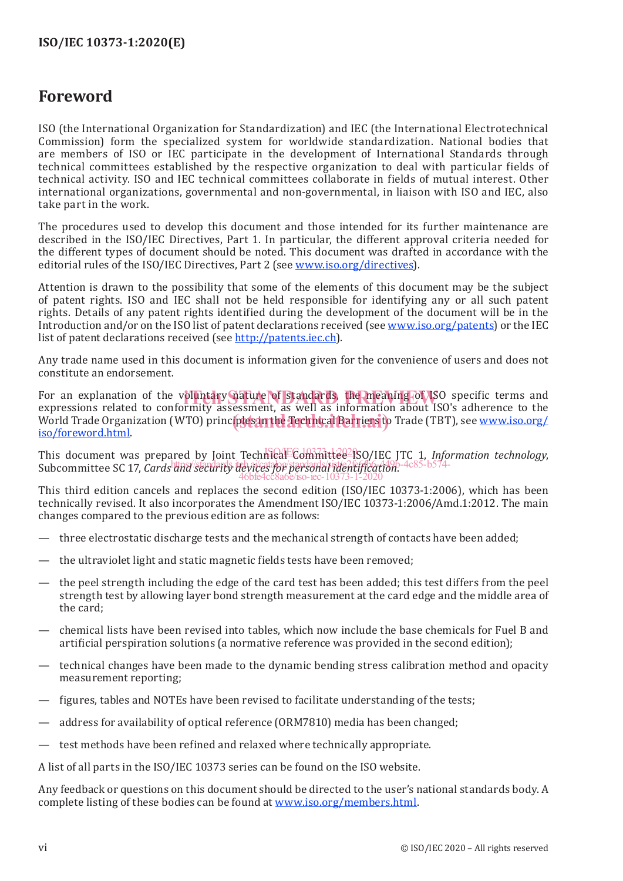# Foreword

ISO (the International Organization for Standardization) and IEC (the International Electrotechnical Commission) form the specialized system for worldwide standardization. National bodies that are members of ISO or IEC participate in the development of International Standards through technical committees established by the respective organization to deal with particular fields of technical activity. ISO and IEC technical committees collaborate in fields of mutual interest. Other international organizations, governmental and non-governmental, in liaison with ISO and IEC, also take part in the work.

The procedures used to develop this document and those intended for its further maintenance are described in the ISO/IEC Directives, Part 1. In particular, the different approval criteria needed for the different types of document should be noted. This document was drafted in accordance with the editorial rules of the ISO/IEC Directives, Part 2 (see www.iso.org/directives).

Attention is drawn to the possibility that some of the elements of this document may be the subject of patent rights. ISO and IEC shall not be held responsible for identifying any or all such patent rights. Details of any patent rights identified during the development of the document will be in the Introduction and/or on the ISO list of patent declarations received (see www.iso.org/patents) or the IEC list of patent declarations received (see http://patents.iec.ch).

Any trade name used in this document is information given for the convenience of users and does not constitute an endorsement.

For an explanation of the voluntary nature of standards, the meaning of ISO specific terms and expressions related to conformity assessment, as well as information about ISO's adherence to the World Trade Organization (WTO) principles in the Technical Barriers to Trade (TBT), see www.iso.org/iso/foreword.html.

This document was prepared by Joint Technical Committee ISO/IEC JTC 1, *Information technology*, Subcommittee SC 17, *Cards and security devices for personal identification*.

This third edition cancels and replaces the second edition (ISO/IEC 10373-1:2006), which has been technically revised. It also incorporates the Amendment ISO/IEC 10373-1:2006/Amd.1:2012. The main changes compared to the previous edition are as follows:

— three electrostatic discharge tests and the mechanical strength of contacts have been added;

— the ultraviolet light and static magnetic fields tests have been removed;

— the peel strength including the edge of the card test has been added; this test differs from the peel strength test by allowing layer bond strength measurement at the card edge and the middle area of the card;

— chemical lists have been revised into tables, which now include the base chemicals for Fuel B and artificial perspiration solutions (a normative reference was provided in the second edition);

— technical changes have been made to the dynamic bending stress calibration method and opacity measurement reporting;

— figures, tables and NOTEs have been revised to facilitate understanding of the tests;

— address for availability of optical reference (ORM7810) media has been changed;

— test methods have been refined and relaxed where technically appropriate.

A list of all parts in the ISO/IEC 10373 series can be found on the ISO website.

Any feedback or questions on this document should be directed to the user's national standards body. A complete listing of these bodies can be found at www.iso.org/members.html.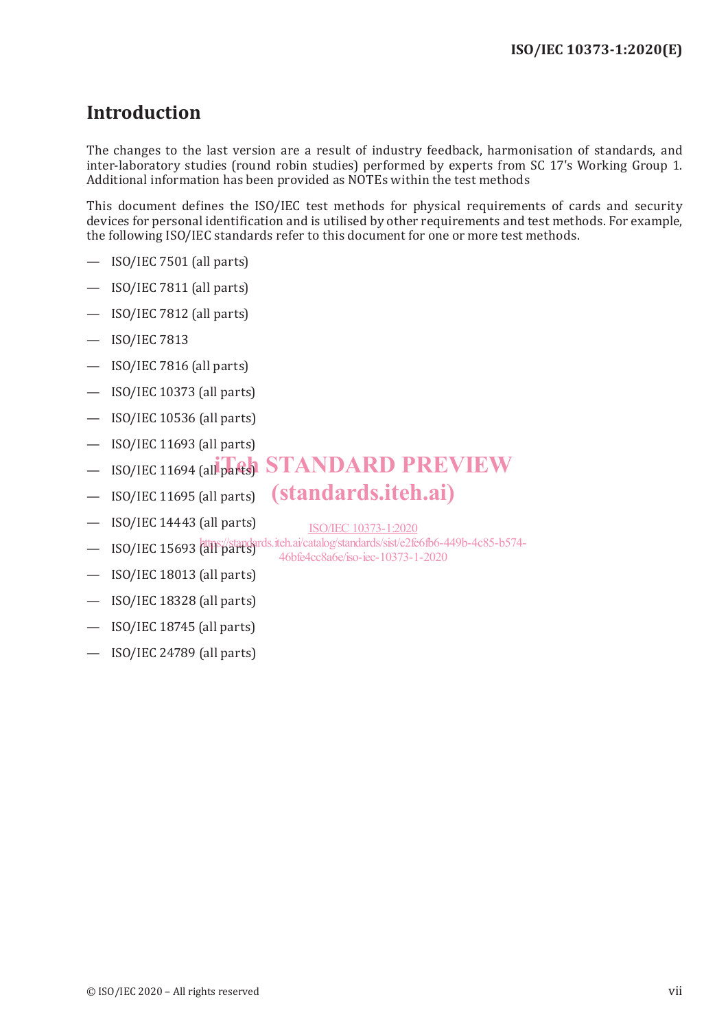# Introduction

The changes to the last version are a result of industry feedback, harmonisation of standards, and inter-laboratory studies (round robin studies) performed by experts from SC 17's Working Group 1. Additional information has been provided as NOTEs within the test methods

This document defines the ISO/IEC test methods for physical requirements of cards and security devices for personal identification and is utilised by other requirements and test methods. For example, the following ISO/IEC standards refer to this document for one or more test methods.

— ISO/IEC 7501 (all parts)

— ISO/IEC 7811 (all parts)

— ISO/IEC 7812 (all parts)

— ISO/IEC 7813

— ISO/IEC 7816 (all parts)

— ISO/IEC 10373 (all parts)

— ISO/IEC 10536 (all parts)

— ISO/IEC 11693 (all parts)

— ISO/IEC 11694 (all parts)

— ISO/IEC 11695 (all parts)

— ISO/IEC 14443 (all parts)

— ISO/IEC 15693 (all parts)

— ISO/IEC 18013 (all parts)

— ISO/IEC 18328 (all parts)

— ISO/IEC 18745 (all parts)

— ISO/IEC 24789 (all parts)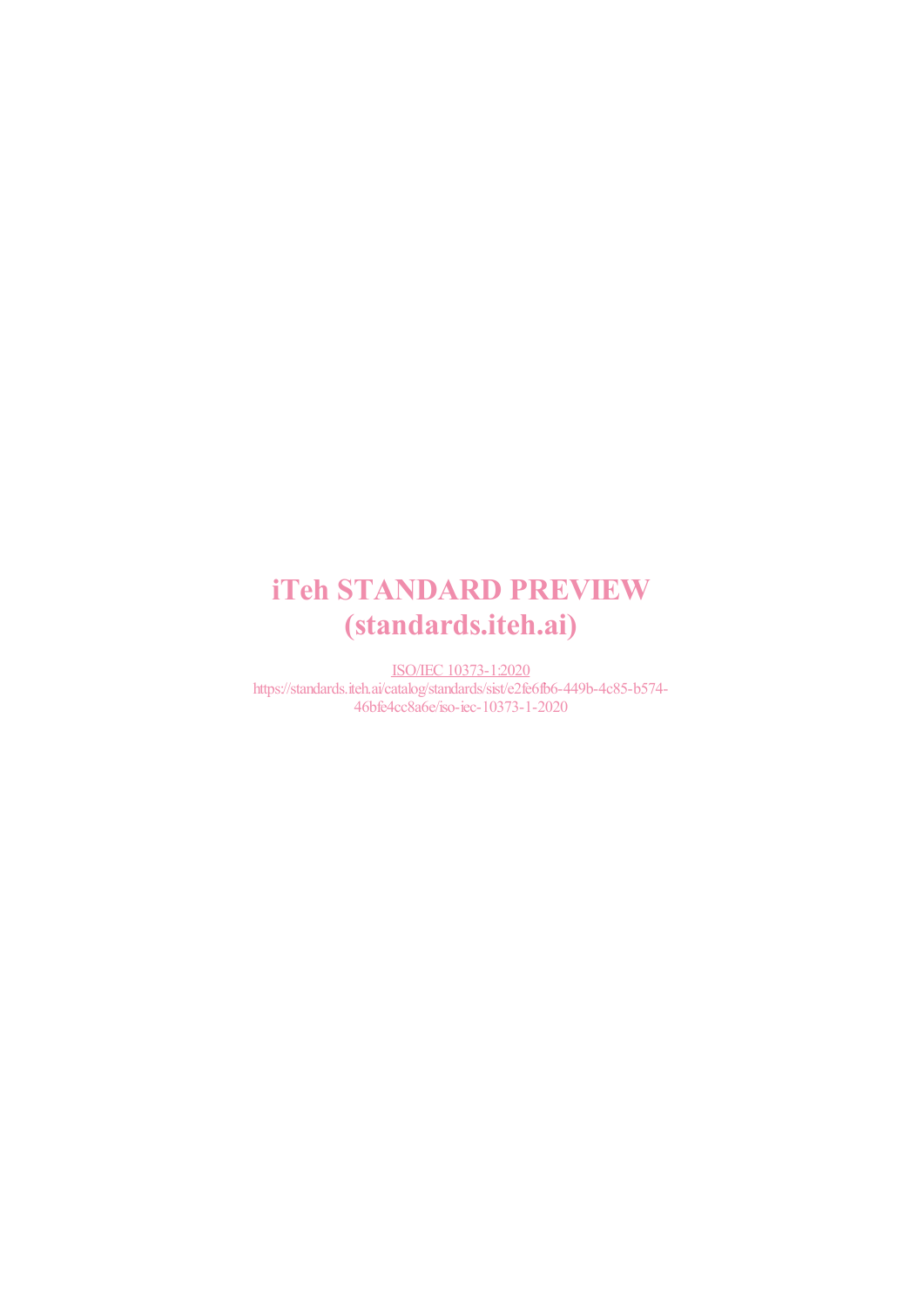iTeh STANDARD PREVIEW
(standards.iteh.ai)

ISO/IEC 10373-1:2020
https://standards.iteh.ai/catalog/standards/sist/e2fe6fb6-449b-4c85-b574-46bfe4cc8a6e/iso-iec-10373-1-2020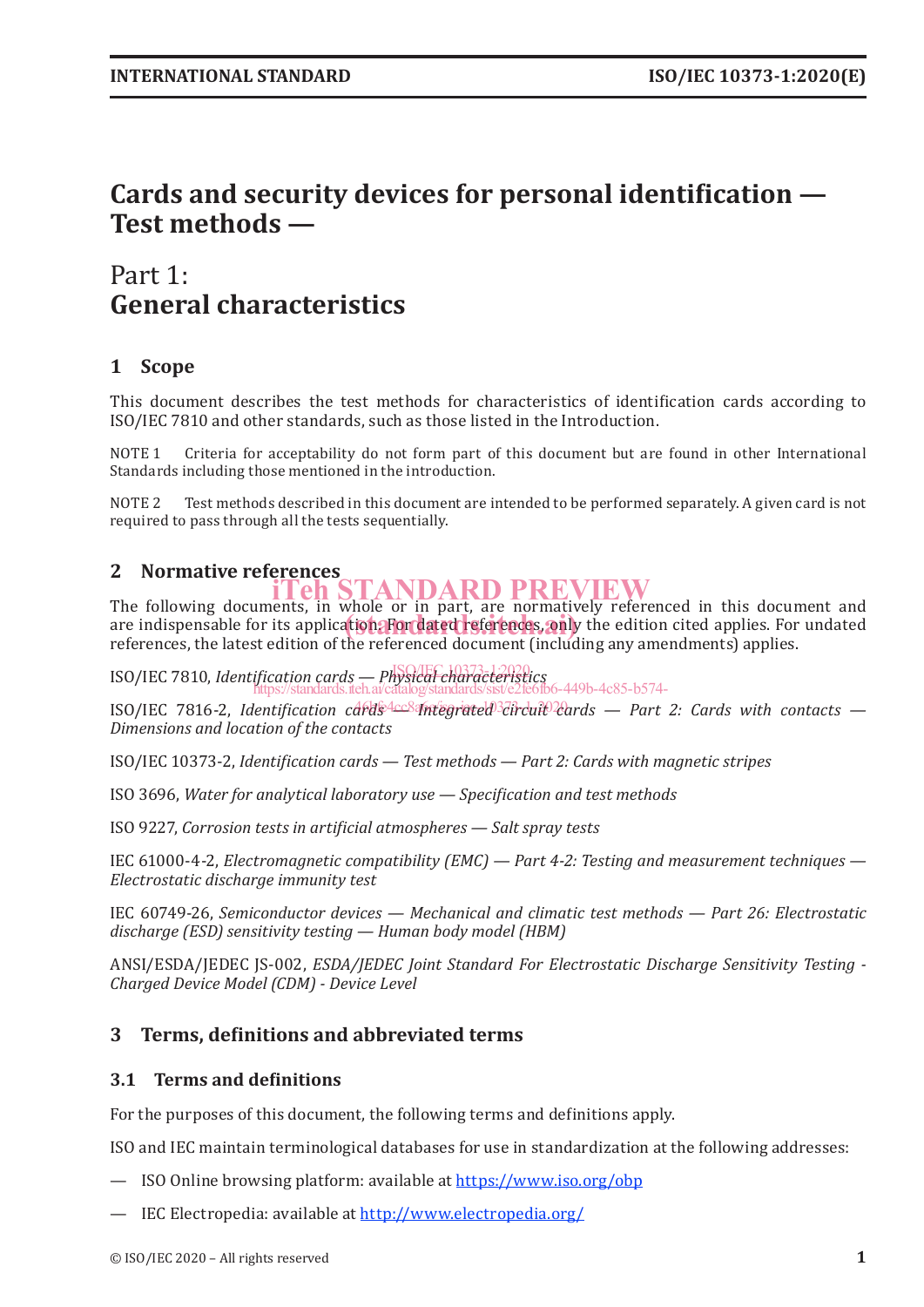# Cards and security devices for personal identification — Test methods —

## Part 1: General characteristics

## 1 Scope

This document describes the test methods for characteristics of identification cards according to ISO/IEC 7810 and other standards, such as those listed in the Introduction.

NOTE 1 Criteria for acceptability do not form part of this document but are found in other International Standards including those mentioned in the introduction.

NOTE 2 Test methods described in this document are intended to be performed separately. A given card is not required to pass through all the tests sequentially.

## 2 Normative references

The following documents, in whole or in part, are normatively referenced in this document and are indispensable for its application. For dated references, only the edition cited applies. For undated references, the latest edition of the referenced document (including any amendments) applies.

ISO/IEC 7810, *Identification cards — Physical characteristics*

ISO/IEC 7816-2, *Identification cards — Integrated circuit cards — Part 2: Cards with contacts — Dimensions and location of the contacts*

ISO/IEC 10373-2, *Identification cards — Test methods — Part 2: Cards with magnetic stripes*

ISO 3696, *Water for analytical laboratory use — Specification and test methods*

ISO 9227, *Corrosion tests in artificial atmospheres — Salt spray tests*

IEC 61000-4-2, *Electromagnetic compatibility (EMC) — Part 4-2: Testing and measurement techniques — Electrostatic discharge immunity test*

IEC 60749-26, *Semiconductor devices — Mechanical and climatic test methods — Part 26: Electrostatic discharge (ESD) sensitivity testing — Human body model (HBM)*

ANSI/ESDA/JEDEC JS-002, *ESDA/JEDEC Joint Standard For Electrostatic Discharge Sensitivity Testing - Charged Device Model (CDM) - Device Level*

## 3 Terms, definitions and abbreviated terms

### 3.1 Terms and definitions

For the purposes of this document, the following terms and definitions apply.

ISO and IEC maintain terminological databases for use in standardization at the following addresses:

— ISO Online browsing platform: available at https://www.iso.org/obp

— IEC Electropedia: available at http://www.electropedia.org/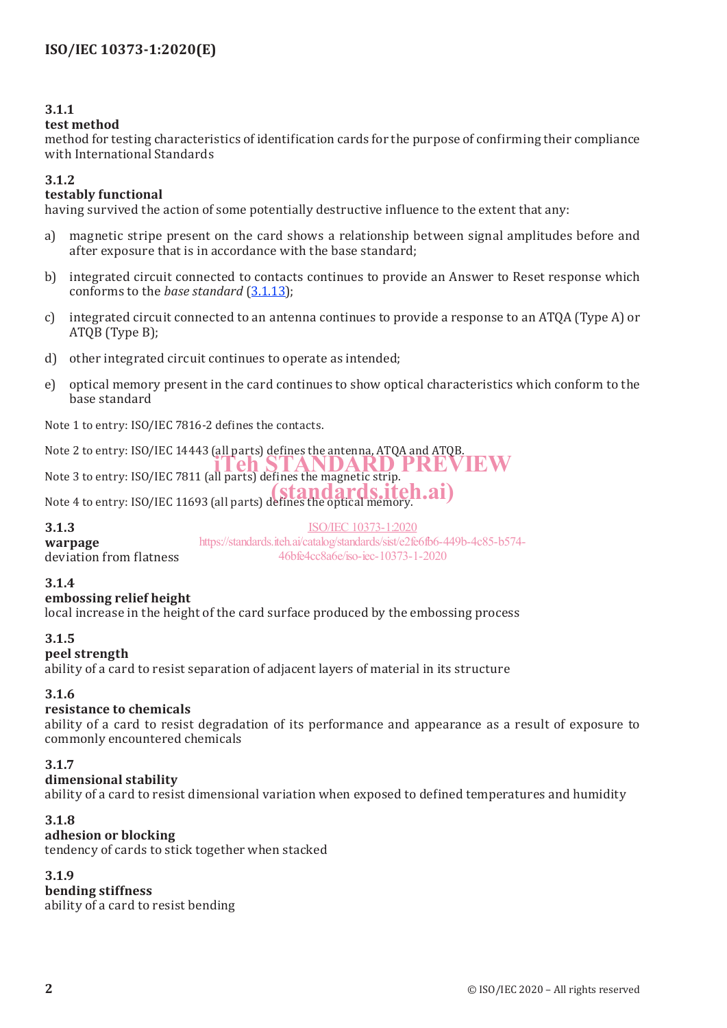**3.1.1**
**test method**
method for testing characteristics of identification cards for the purpose of confirming their compliance with International Standards

**3.1.2**
**testably functional**
having survived the action of some potentially destructive influence to the extent that any:

a) magnetic stripe present on the card shows a relationship between signal amplitudes before and after exposure that is in accordance with the base standard;

b) integrated circuit connected to contacts continues to provide an Answer to Reset response which conforms to the *base standard* (3.1.13);

c) integrated circuit connected to an antenna continues to provide a response to an ATQA (Type A) or ATQB (Type B);

d) other integrated circuit continues to operate as intended;

e) optical memory present in the card continues to show optical characteristics which conform to the base standard

Note 1 to entry: ISO/IEC 7816-2 defines the contacts.

Note 2 to entry: ISO/IEC 14443 (all parts) defines the antenna, ATQA and ATQB.

Note 3 to entry: ISO/IEC 7811 (all parts) defines the magnetic strip.

Note 4 to entry: ISO/IEC 11693 (all parts) defines the optical memory.

**3.1.3**
**warpage**
deviation from flatness

**3.1.4**
**embossing relief height**
local increase in the height of the card surface produced by the embossing process

**3.1.5**
**peel strength**
ability of a card to resist separation of adjacent layers of material in its structure

**3.1.6**
**resistance to chemicals**
ability of a card to resist degradation of its performance and appearance as a result of exposure to commonly encountered chemicals

**3.1.7**
**dimensional stability**
ability of a card to resist dimensional variation when exposed to defined temperatures and humidity

**3.1.8**
**adhesion or blocking**
tendency of cards to stick together when stacked

**3.1.9**
**bending stiffness**
ability of a card to resist bending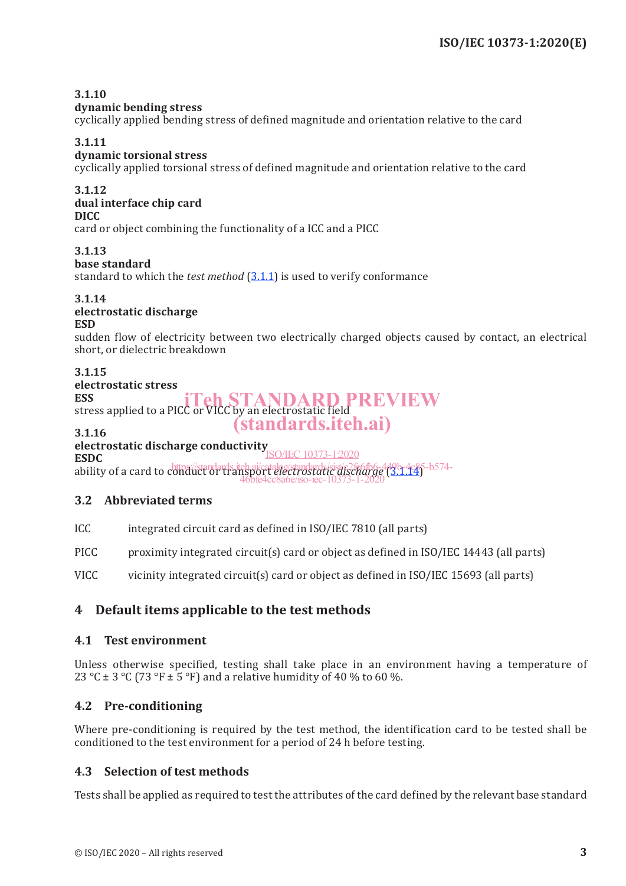**3.1.10**
**dynamic bending stress**
cyclically applied bending stress of defined magnitude and orientation relative to the card

**3.1.11**
**dynamic torsional stress**
cyclically applied torsional stress of defined magnitude and orientation relative to the card

**3.1.12**
**dual interface chip card**
**DICC**
card or object combining the functionality of a ICC and a PICC

**3.1.13**
**base standard**
standard to which the *test method* (3.1.1) is used to verify conformance

**3.1.14**
**electrostatic discharge**
**ESD**
sudden flow of electricity between two electrically charged objects caused by contact, an electrical short, or dielectric breakdown

**3.1.15**
**electrostatic stress**
**ESS**
stress applied to a PICC or VICC by an electrostatic field

**3.1.16**
**electrostatic discharge conductivity**
**ESDC**
ability of a card to conduct or transport *electrostatic discharge* (3.1.14)

## 3.2 Abbreviated terms

ICC integrated circuit card as defined in ISO/IEC 7810 (all parts)

PICC proximity integrated circuit(s) card or object as defined in ISO/IEC 14443 (all parts)

VICC vicinity integrated circuit(s) card or object as defined in ISO/IEC 15693 (all parts)

# 4 Default items applicable to the test methods

## 4.1 Test environment

Unless otherwise specified, testing shall take place in an environment having a temperature of 23 °C ± 3 °C (73 °F ± 5 °F) and a relative humidity of 40 % to 60 %.

## 4.2 Pre-conditioning

Where pre-conditioning is required by the test method, the identification card to be tested shall be conditioned to the test environment for a period of 24 h before testing.

## 4.3 Selection of test methods

Tests shall be applied as required to test the attributes of the card defined by the relevant base standard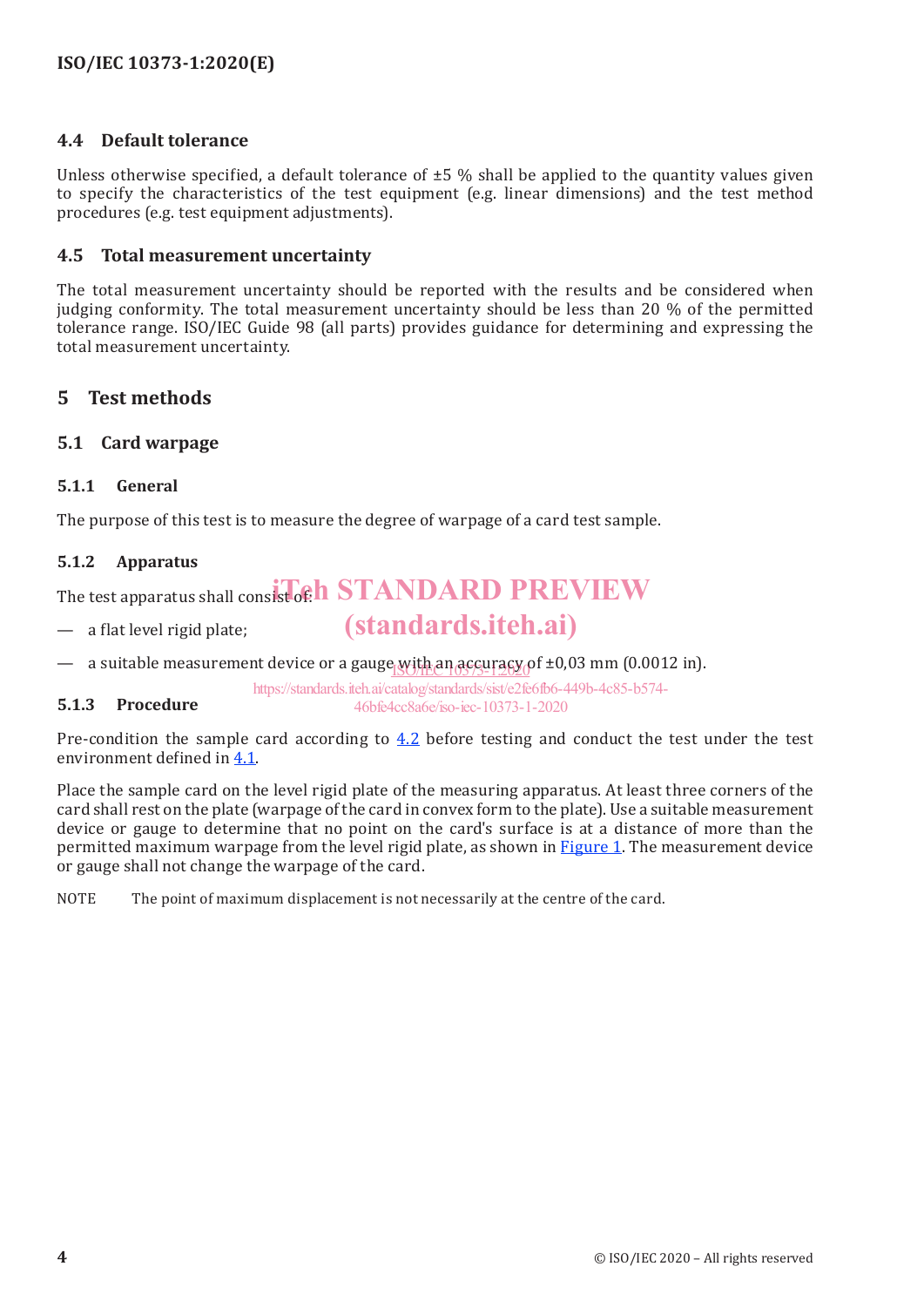### 4.4 Default tolerance

Unless otherwise specified, a default tolerance of ±5 % shall be applied to the quantity values given to specify the characteristics of the test equipment (e.g. linear dimensions) and the test method procedures (e.g. test equipment adjustments).

### 4.5 Total measurement uncertainty

The total measurement uncertainty should be reported with the results and be considered when judging conformity. The total measurement uncertainty should be less than 20 % of the permitted tolerance range. ISO/IEC Guide 98 (all parts) provides guidance for determining and expressing the total measurement uncertainty.

## 5 Test methods

### 5.1 Card warpage

#### 5.1.1 General

The purpose of this test is to measure the degree of warpage of a card test sample.

#### 5.1.2 Apparatus

The test apparatus shall consist of:

— a flat level rigid plate;

— a suitable measurement device or a gauge with an accuracy of ±0,03 mm (0.0012 in).

#### 5.1.3 Procedure

Pre-condition the sample card according to 4.2 before testing and conduct the test under the test environment defined in 4.1.

Place the sample card on the level rigid plate of the measuring apparatus. At least three corners of the card shall rest on the plate (warpage of the card in convex form to the plate). Use a suitable measurement device or gauge to determine that no point on the card's surface is at a distance of more than the permitted maximum warpage from the level rigid plate, as shown in Figure 1. The measurement device or gauge shall not change the warpage of the card.

NOTE The point of maximum displacement is not necessarily at the centre of the card.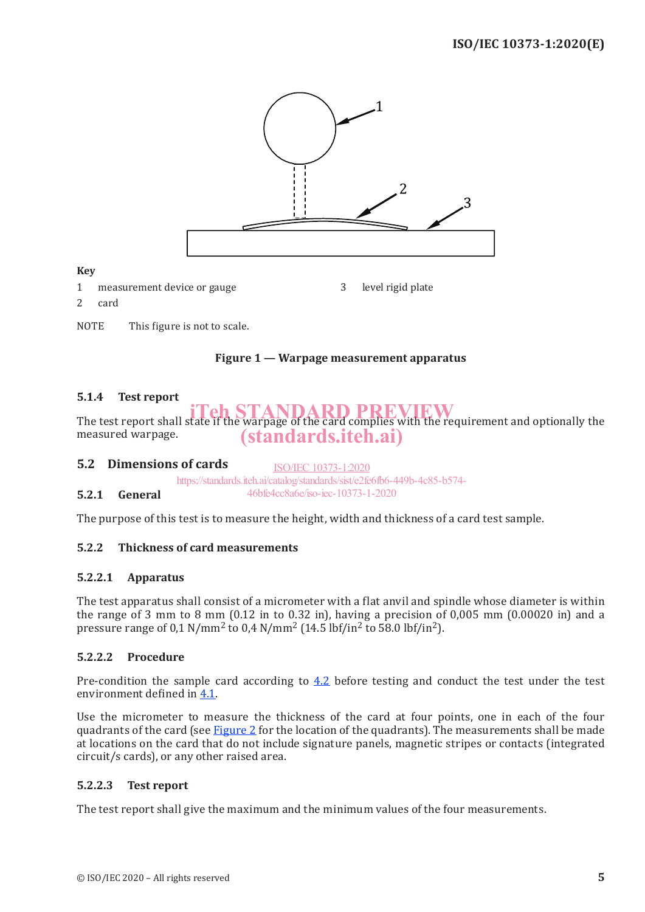**Key**

1 measurement device or gauge

2 card

3 level rigid plate

NOTE This figure is not to scale.

**Figure 1 — Warpage measurement apparatus**

### 5.1.4 Test report

The test report shall state if the warpage of the card complies with the requirement and optionally the measured warpage.

## 5.2 Dimensions of cards

### 5.2.1 General

The purpose of this test is to measure the height, width and thickness of a card test sample.

### 5.2.2 Thickness of card measurements

#### 5.2.2.1 Apparatus

The test apparatus shall consist of a micrometer with a flat anvil and spindle whose diameter is within the range of 3 mm to 8 mm (0.12 in to 0.32 in), having a precision of 0,005 mm (0.00020 in) and a pressure range of 0,1 N/mm$^2$ to 0,4 N/mm$^2$ (14.5 lbf/in$^2$ to 58.0 lbf/in$^2$).

#### 5.2.2.2 Procedure

Pre-condition the sample card according to 4.2 before testing and conduct the test under the test environment defined in 4.1.

Use the micrometer to measure the thickness of the card at four points, one in each of the four quadrants of the card (see Figure 2 for the location of the quadrants). The measurements shall be made at locations on the card that do not include signature panels, magnetic stripes or contacts (integrated circuit/s cards), or any other raised area.

#### 5.2.2.3 Test report

The test report shall give the maximum and the minimum values of the four measurements.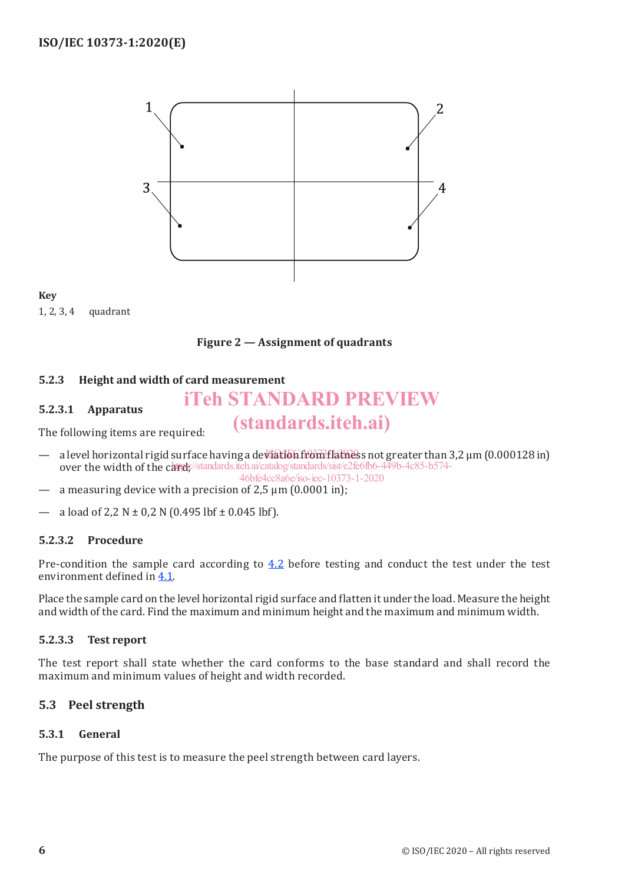Key

1, 2, 3, 4 quadrant

**Figure 2 — Assignment of quadrants**

### 5.2.3 Height and width of card measurement

#### 5.2.3.1 Apparatus

The following items are required:

— a level horizontal rigid surface having a deviation from flatness not greater than 3,2 µm (0.000128 in) over the width of the card;

— a measuring device with a precision of 2,5 µm (0.0001 in);

— a load of 2,2 N ± 0,2 N (0.495 lbf ± 0.045 lbf).

#### 5.2.3.2 Procedure

Pre-condition the sample card according to 4.2 before testing and conduct the test under the test environment defined in 4.1.

Place the sample card on the level horizontal rigid surface and flatten it under the load. Measure the height and width of the card. Find the maximum and minimum height and the maximum and minimum width.

#### 5.2.3.3 Test report

The test report shall state whether the card conforms to the base standard and shall record the maximum and minimum values of height and width recorded.

## 5.3 Peel strength

### 5.3.1 General

The purpose of this test is to measure the peel strength between card layers.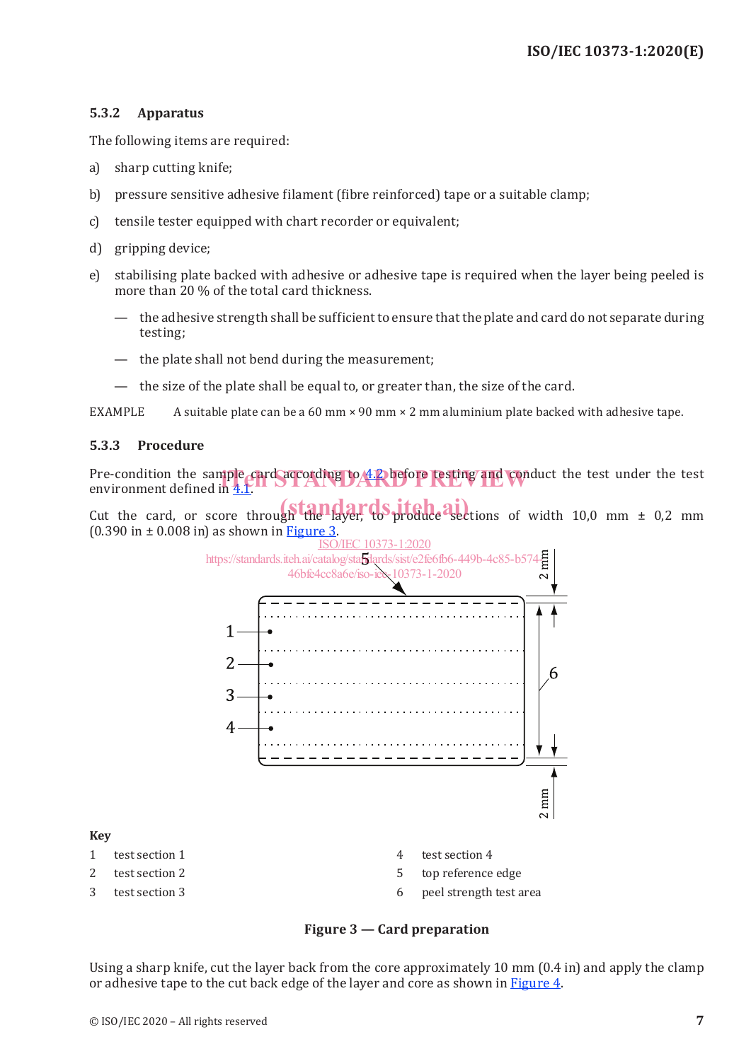### 5.3.2 Apparatus

The following items are required:

a) sharp cutting knife;

b) pressure sensitive adhesive filament (fibre reinforced) tape or a suitable clamp;

c) tensile tester equipped with chart recorder or equivalent;

d) gripping device;

e) stabilising plate backed with adhesive or adhesive tape is required when the layer being peeled is more than 20 % of the total card thickness.

— the adhesive strength shall be sufficient to ensure that the plate and card do not separate during testing;

— the plate shall not bend during the measurement;

— the size of the plate shall be equal to, or greater than, the size of the card.

EXAMPLE A suitable plate can be a 60 mm × 90 mm × 2 mm aluminium plate backed with adhesive tape.

### 5.3.3 Procedure

Pre-condition the sample card according to 4.2 before testing and conduct the test under the test environment defined in 4.1.

Cut the card, or score through the layer, to produce sections of width 10,0 mm ± 0,2 mm (0.390 in ± 0.008 in) as shown in Figure 3.

5
2 mm
1
2
3
4
6
2 mm

**Key**

1 test section 1
2 test section 2
3 test section 3
4 test section 4
5 top reference edge
6 peel strength test area

**Figure 3 — Card preparation**

Using a sharp knife, cut the layer back from the core approximately 10 mm (0.4 in) and apply the clamp or adhesive tape to the cut back edge of the layer and core as shown in Figure 4.